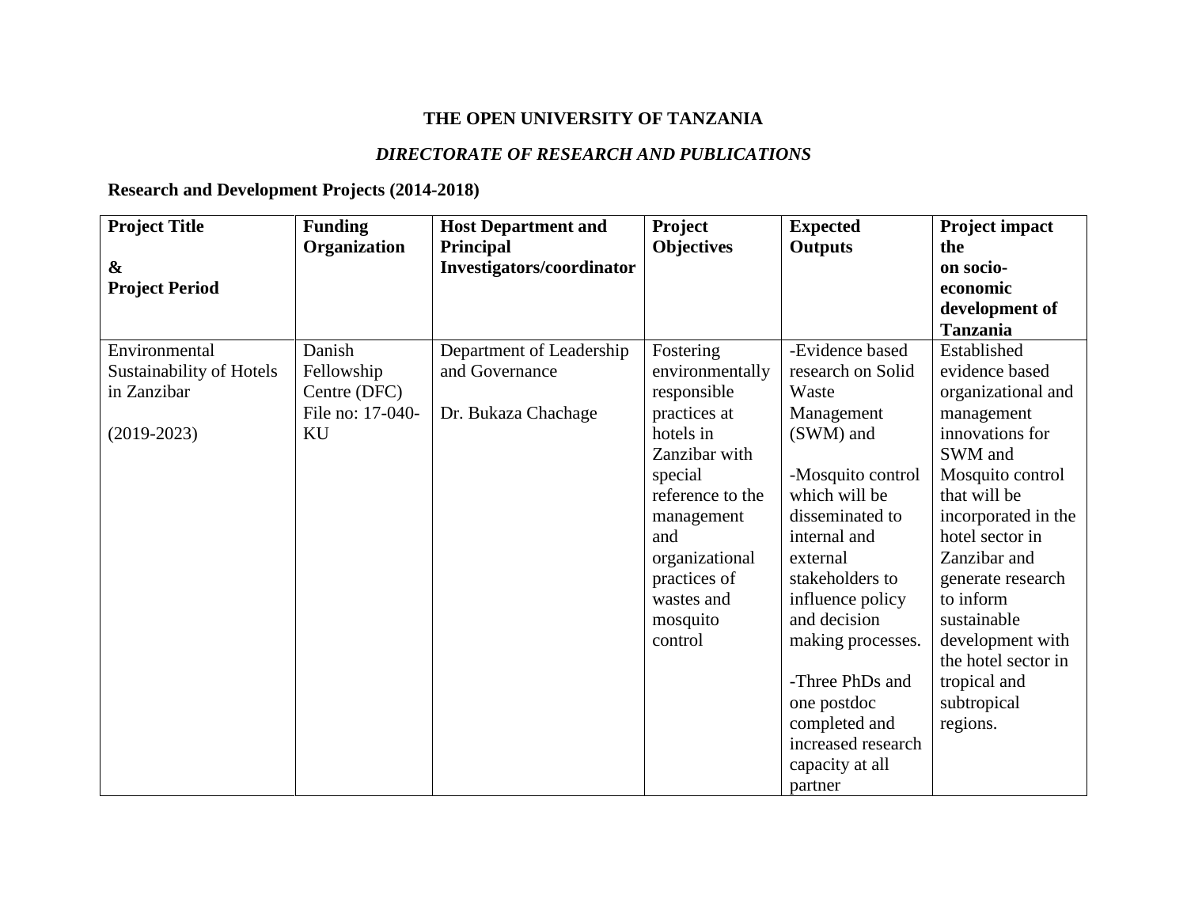**THE OPEN UNIVERSITY OF TANZANIA**

***DIRECTORATE OF RESEARCH AND PUBLICATIONS***

**Research and Development Projects (2014-2018)**

| Project Title & Project Period | Funding Organization | Host Department and Principal Investigators/coordinator | Project Objectives | Expected Outputs | Project impact the on socio-economic development of Tanzania |
|---|---|---|---|---|---|
| Environmental Sustainability of Hotels in Zanzibar (2019-2023) | Danish Fellowship Centre (DFC) File no: 17-040-KU | Department of Leadership and Governance Dr. Bukaza Chachage | Fostering environmentally responsible practices at hotels in Zanzibar with special reference to the management and organizational practices of wastes and mosquito control | -Evidence based research on Solid Waste Management (SWM) and -Mosquito control which will be disseminated to internal and external stakeholders to influence policy and decision making processes. -Three PhDs and one postdoc completed and increased research capacity at all partner | Established evidence based organizational and management innovations for SWM and Mosquito control that will be incorporated in the hotel sector in Zanzibar and generate research to inform sustainable development with the hotel sector in tropical and subtropical regions. |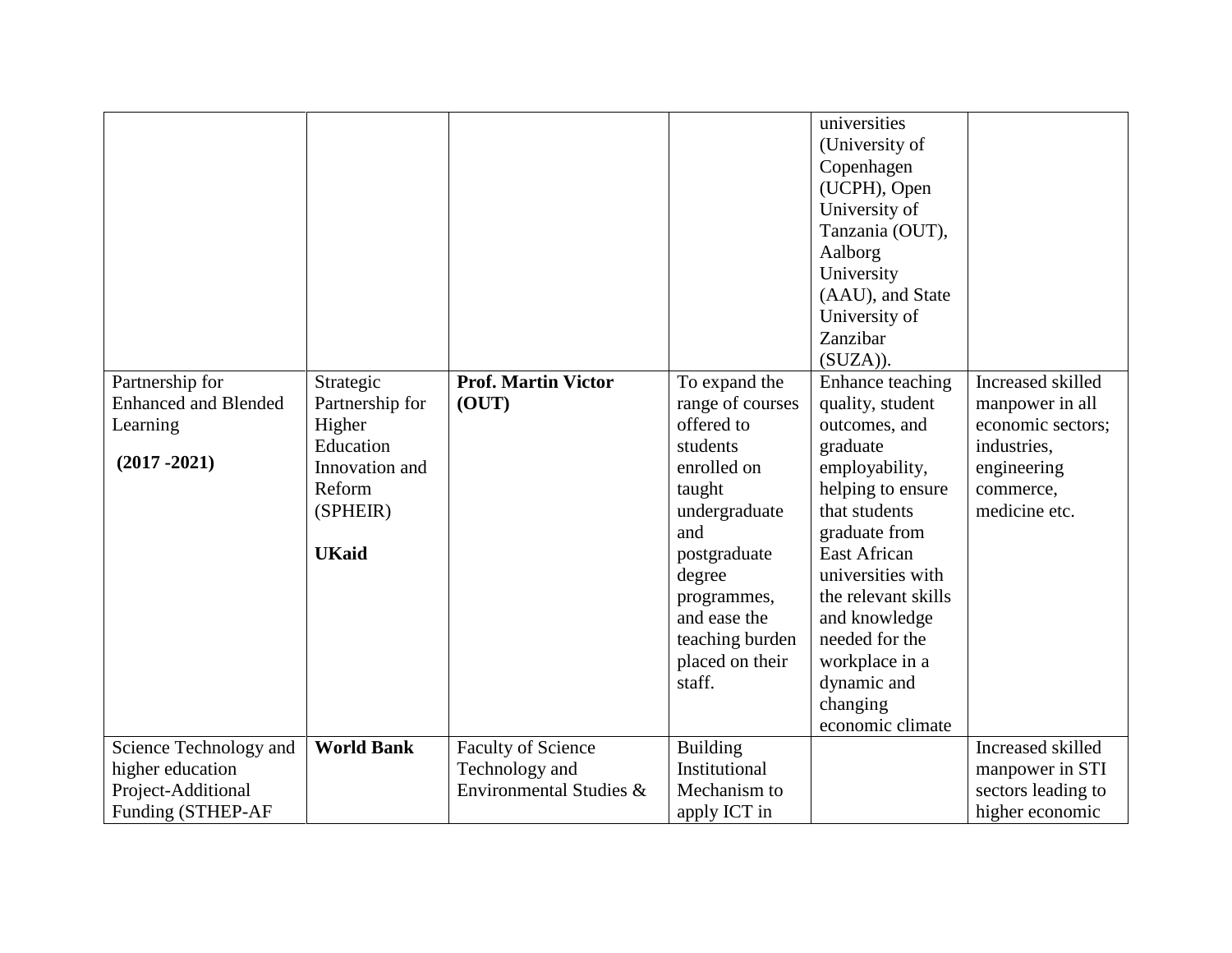| | | | | | |
|---|---|---|---|---|---|
| | | | | universities (University of Copenhagen (UCPH), Open University of Tanzania (OUT), Aalborg University (AAU), and State University of Zanzibar (SUZA)). | |
| Partnership for Enhanced and Blended Learning<br><br>**(2017 -2021)** | Strategic Partnership for Higher Education Innovation and Reform (SPHEIR)<br><br>**UKaid** | **Prof. Martin Victor (OUT)** | To expand the range of courses offered to students enrolled on taught undergraduate and postgraduate degree programmes, and ease the teaching burden placed on their staff. | Enhance teaching quality, student outcomes, and graduate employability, helping to ensure that students graduate from East African universities with the relevant skills and knowledge needed for the workplace in a dynamic and changing economic climate | Increased skilled manpower in all economic sectors; industries, engineering commerce, medicine etc. |
| Science Technology and higher education Project-Additional Funding (STHEP-AF | **World Bank** | Faculty of Science Technology and Environmental Studies & | Building Institutional Mechanism to apply ICT in | | Increased skilled manpower in STI sectors leading to higher economic |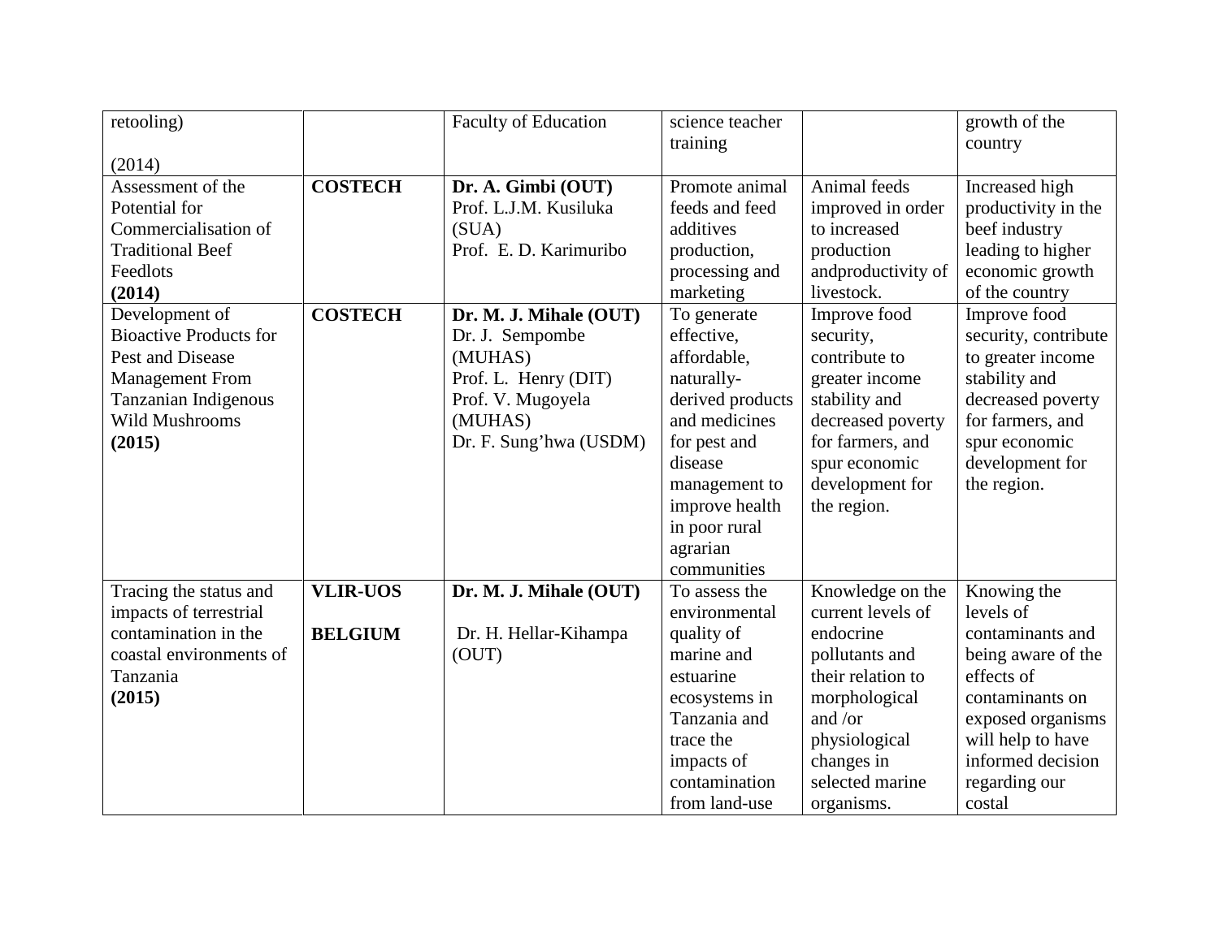| retooling)<br><br>(2014) | | Faculty of Education | science teacher training | | growth of the country |
|---|---|---|---|---|---|
| Assessment of the Potential for Commercialisation of Traditional Beef Feedlots<br>**(2014)** | **COSTECH** | **Dr. A. Gimbi (OUT)**<br>Prof. L.J.M. Kusiluka (SUA)<br>Prof. E. D. Karimuribo | Promote animal feeds and feed additives production, processing and marketing | Animal feeds improved in order to increased production andproductivity of livestock. | Increased high productivity in the beef industry leading to higher economic growth of the country |
| Development of Bioactive Products for Pest and Disease Management From Tanzanian Indigenous Wild Mushrooms<br>**(2015)** | **COSTECH** | **Dr. M. J. Mihale (OUT)**<br>Dr. J. Sempombe (MUHAS)<br>Prof. L. Henry (DIT)<br>Prof. V. Mugoyela (MUHAS)<br>Dr. F. Sung'hwa (USDM) | To generate effective, affordable, naturally-derived products and medicines for pest and disease management to improve health in poor rural agrarian communities | Improve food security, contribute to greater income stability and decreased poverty for farmers, and spur economic development for the region. | Improve food security, contribute to greater income stability and decreased poverty for farmers, and spur economic development for the region. |
| Tracing the status and impacts of terrestrial contamination in the coastal environments of Tanzania<br>**(2015)** | **VLIR-UOS**<br><br>**BELGIUM** | **Dr. M. J. Mihale (OUT)**<br><br>Dr. H. Hellar-Kihampa (OUT) | To assess the environmental quality of marine and estuarine ecosystems in Tanzania and trace the impacts of contamination from land-use | Knowledge on the current levels of endocrine pollutants and their relation to morphological and /or physiological changes in selected marine organisms. | Knowing the levels of contaminants and being aware of the effects of contaminants on exposed organisms will help to have informed decision regarding our costal |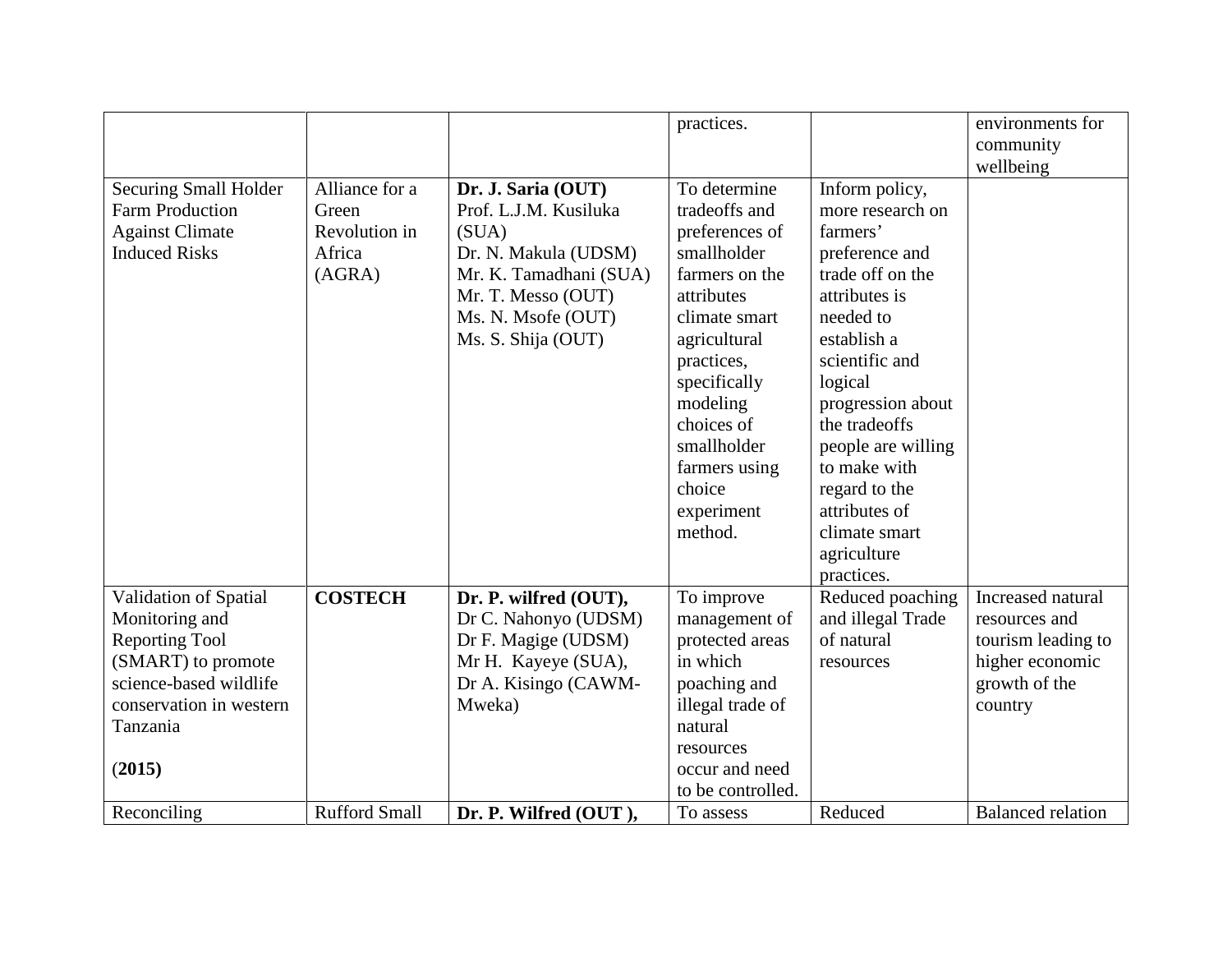| | | | practices. | | environments for community wellbeing |
|---|---|---|---|---|---|
| Securing Small Holder Farm Production Against Climate Induced Risks | Alliance for a Green Revolution in Africa (AGRA) | **Dr. J. Saria (OUT)** Prof. L.J.M. Kusiluka (SUA) Dr. N. Makula (UDSM) Mr. K. Tamadhani (SUA) Mr. T. Messo (OUT) Ms. N. Msofe (OUT) Ms. S. Shija (OUT) | To determine tradeoffs and preferences of smallholder farmers on the attributes climate smart agricultural practices, specifically modeling choices of smallholder farmers using choice experiment method. | Inform policy, more research on farmers' preference and trade off on the attributes is needed to establish a scientific and logical progression about the tradeoffs people are willing to make with regard to the attributes of climate smart agriculture practices. | |
| Validation of Spatial Monitoring and Reporting Tool (SMART) to promote science-based wildlife conservation in western Tanzania (**2015)** | **COSTECH** | **Dr. P. wilfred (OUT),** Dr C. Nahonyo (UDSM) Dr F. Magige (UDSM) Mr H. Kayeye (SUA), Dr A. Kisingo (CAWM-Mweka) | To improve management of protected areas in which poaching and illegal trade of natural resources occur and need to be controlled. | Reduced poaching and illegal Trade of natural resources | Increased natural resources and tourism leading to higher economic growth of the country |
| Reconciling | Rufford Small | **Dr. P. Wilfred (OUT ),** | To assess | Reduced | Balanced relation |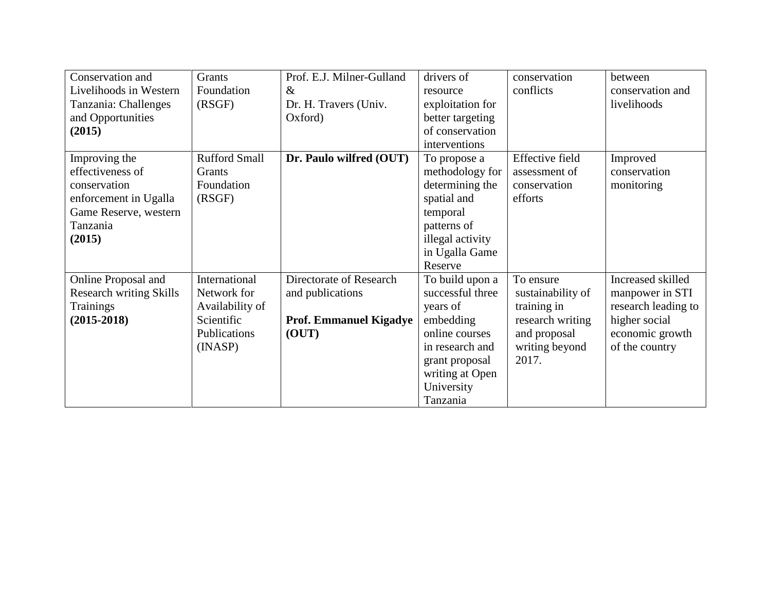| | | | | | |
|---|---|---|---|---|---|
| Conservation and Livelihoods in Western Tanzania: Challenges and Opportunities **(2015)** | Grants Foundation (RSGF) | Prof. E.J. Milner-Gulland & Dr. H. Travers (Univ. Oxford) | drivers of resource exploitation for better targeting of conservation interventions | conservation conflicts | between conservation and livelihoods |
| Improving the effectiveness of conservation enforcement in Ugalla Game Reserve, western Tanzania **(2015)** | Rufford Small Grants Foundation (RSGF) | **Dr. Paulo wilfred (OUT)** | To propose a methodology for determining the spatial and temporal patterns of illegal activity in Ugalla Game Reserve | Effective field assessment of conservation efforts | Improved conservation monitoring |
| Online Proposal and Research writing Skills Trainings **(2015-2018)** | International Network for Availability of Scientific Publications (INASP) | Directorate of Research and publications **Prof. Emmanuel Kigadye (OUT)** | To build upon a successful three years of embedding online courses in research and grant proposal writing at Open University Tanzania | To ensure sustainability of training in research writing and proposal writing beyond 2017. | Increased skilled manpower in STI research leading to higher social economic growth of the country |